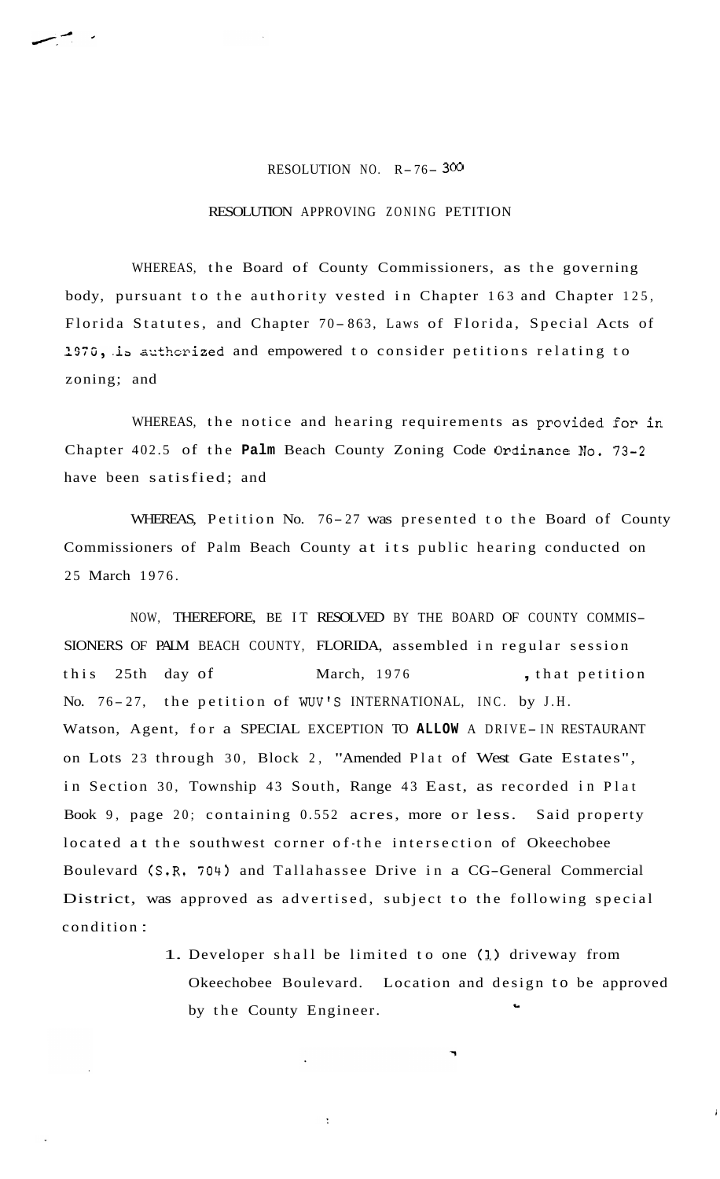RESOLUTION NO. R-76- 300

RESOLUTION APPROVING ZONING PETITION

WHEREAS, the Board of County Commissioners, as the governing body, pursuant to the authority vested in Chapter 163 and Chapter 125, Florida Statutes, and Chapter 70-863, Laws of Florida, Special Acts of 1970, is authorized and empowered to consider petitions relating to zoning; and

WHEREAS, the notice and hearing requirements as provided for in Chapter 402.5 of the Palm Beach County Zoning Code Ordinance No. 73-2 have been satisfied; and

WHEREAS, Petition No. 76-27 was presented to the Board of County Commissioners of Palm Beach County at its public hearing conducted on 25 March 1976.

NOW, THEREFORE, BE IT RESOLVED BY THE BOARD OF COUNTY COMMISSIONERS OF PALM BEACH COUNTY, FLORIDA, assembled in regular session this 25th day of March, 1976, that petition No. 76-27, the petition of WUV'S INTERNATIONAL, INC. by J.H. Watson, Agent, for a SPECIAL EXCEPTION TO ALLOW A DRIVE-IN RESTAURANT on Lots 23 through 30, Block 2, "Amended Plat of West Gate Estates", in Section 30, Township 43 South, Range 43 East, as recorded in Plat Book 9, page 20; containing 0.552 acres, more or less. Said property located at the southwest corner of the intersection of Okeechobee Boulevard (S.R. 704) and Tallahassee Drive in a CG-General Commercial District, was approved as advertised, subject to the following special condition:

1. Developer shall be limited to one (1) driveway from Okeechobee Boulevard. Location and design to be approved by the County Engineer.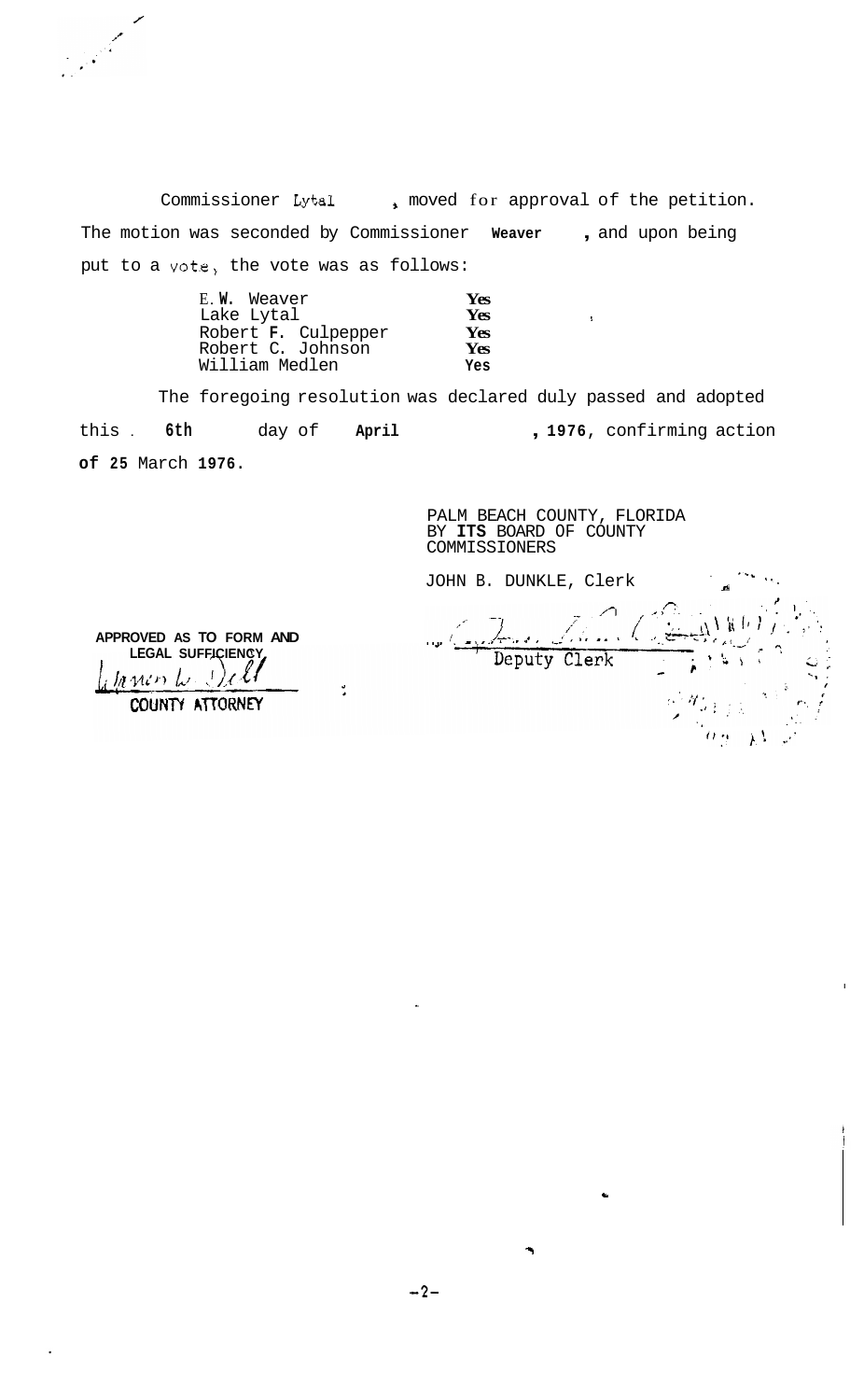Commissioner Lytal, moved for approval of the petition. The motion was seconded by Commissioner Weaver, and upon being put to a vote, the vote was as follows:

| | |
|---|---|
| E. W. Weaver | Yes |
| Lake Lytal | Yes |
| Robert F. Culpepper | Yes |
| Robert C. Johnson | Yes |
| William Medlen | Yes |

The foregoing resolution was declared duly passed and adopted this 6th day of April, 1976, confirming action of 25 March 1976.

PALM BEACH COUNTY, FLORIDA
BY ITS BOARD OF COUNTY
COMMISSIONERS

JOHN B. DUNKLE, Clerk

Deputy Clerk

APPROVED AS TO FORM AND
LEGAL SUFFICIENCY

COUNTY ATTORNEY